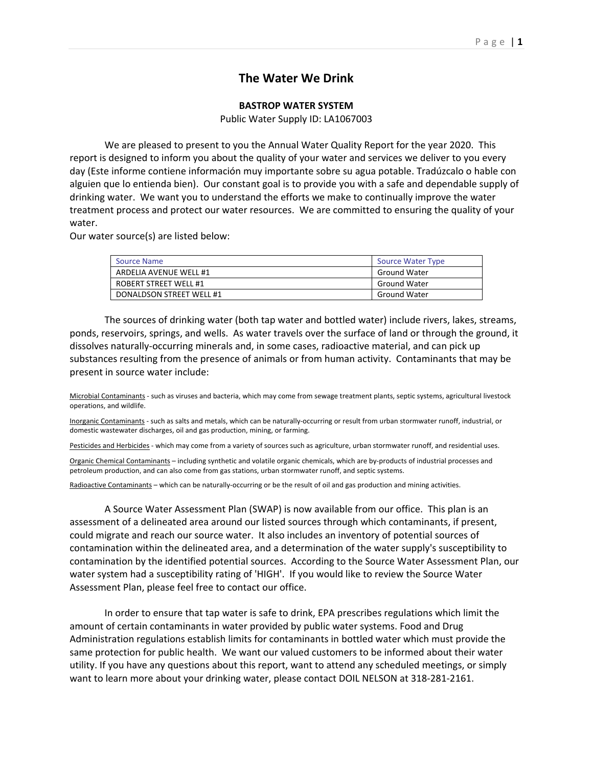# The Water We Drink

**BASTROP WATER SYSTEM**

Public Water Supply ID: LA1067003

We are pleased to present to you the Annual Water Quality Report for the year 2020. This report is designed to inform you about the quality of your water and services we deliver to you every day (Este informe contiene información muy importante sobre su agua potable. Tradúzcalo o hable con alguien que lo entienda bien). Our constant goal is to provide you with a safe and dependable supply of drinking water. We want you to understand the efforts we make to continually improve the water treatment process and protect our water resources. We are committed to ensuring the quality of your water.

Our water source(s) are listed below:

| Source Name | Source Water Type |
|---|---|
| ARDELIA AVENUE WELL #1 | Ground Water |
| ROBERT STREET WELL #1 | Ground Water |
| DONALDSON STREET WELL #1 | Ground Water |

The sources of drinking water (both tap water and bottled water) include rivers, lakes, streams, ponds, reservoirs, springs, and wells. As water travels over the surface of land or through the ground, it dissolves naturally-occurring minerals and, in some cases, radioactive material, and can pick up substances resulting from the presence of animals or from human activity. Contaminants that may be present in source water include:

Microbial Contaminants - such as viruses and bacteria, which may come from sewage treatment plants, septic systems, agricultural livestock operations, and wildlife.

Inorganic Contaminants - such as salts and metals, which can be naturally-occurring or result from urban stormwater runoff, industrial, or domestic wastewater discharges, oil and gas production, mining, or farming.

Pesticides and Herbicides - which may come from a variety of sources such as agriculture, urban stormwater runoff, and residential uses.

Organic Chemical Contaminants – including synthetic and volatile organic chemicals, which are by-products of industrial processes and petroleum production, and can also come from gas stations, urban stormwater runoff, and septic systems.

Radioactive Contaminants – which can be naturally-occurring or be the result of oil and gas production and mining activities.

A Source Water Assessment Plan (SWAP) is now available from our office. This plan is an assessment of a delineated area around our listed sources through which contaminants, if present, could migrate and reach our source water. It also includes an inventory of potential sources of contamination within the delineated area, and a determination of the water supply's susceptibility to contamination by the identified potential sources. According to the Source Water Assessment Plan, our water system had a susceptibility rating of 'HIGH'. If you would like to review the Source Water Assessment Plan, please feel free to contact our office.

In order to ensure that tap water is safe to drink, EPA prescribes regulations which limit the amount of certain contaminants in water provided by public water systems. Food and Drug Administration regulations establish limits for contaminants in bottled water which must provide the same protection for public health. We want our valued customers to be informed about their water utility. If you have any questions about this report, want to attend any scheduled meetings, or simply want to learn more about your drinking water, please contact DOIL NELSON at 318-281-2161.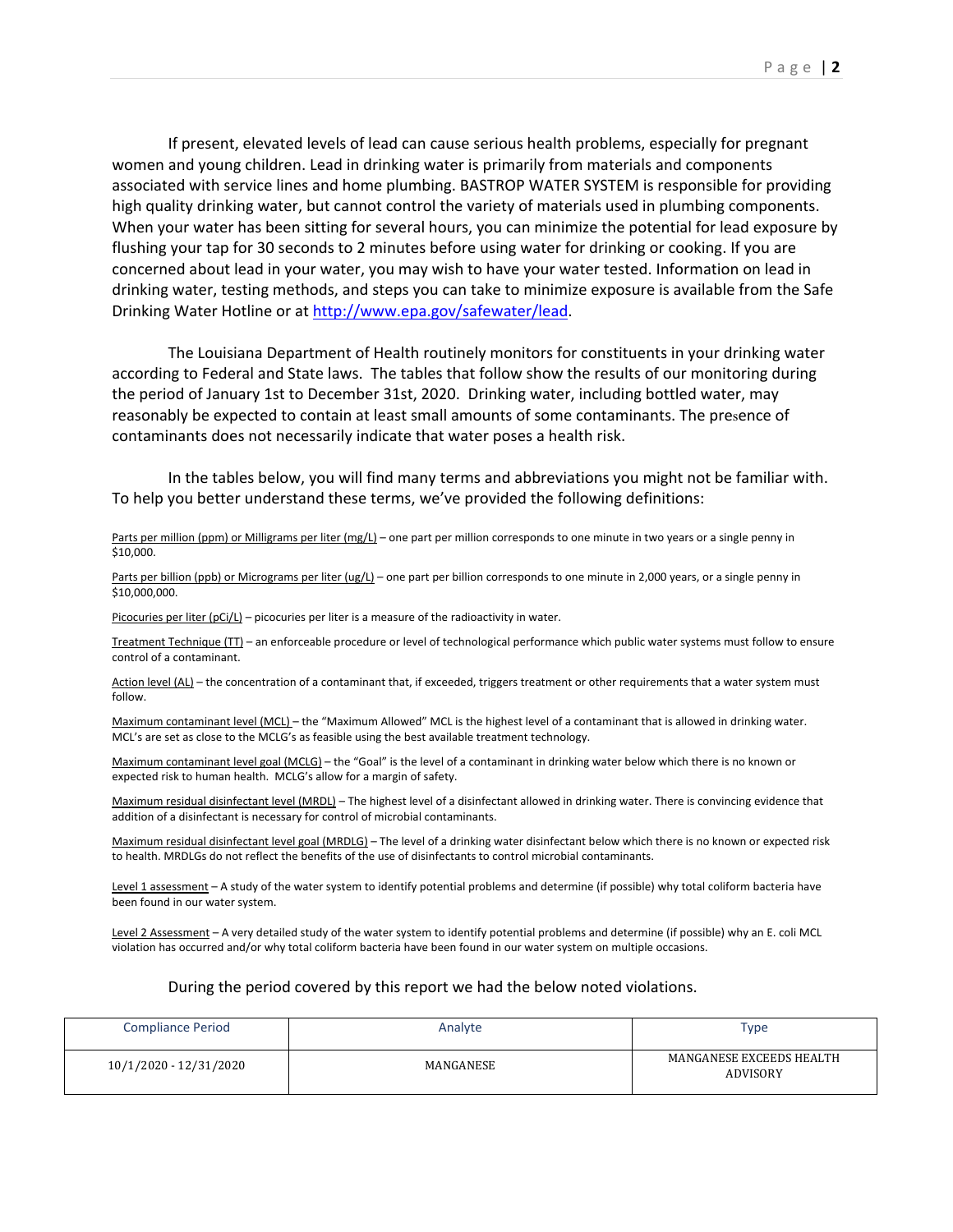If present, elevated levels of lead can cause serious health problems, especially for pregnant women and young children. Lead in drinking water is primarily from materials and components associated with service lines and home plumbing. BASTROP WATER SYSTEM is responsible for providing high quality drinking water, but cannot control the variety of materials used in plumbing components. When your water has been sitting for several hours, you can minimize the potential for lead exposure by flushing your tap for 30 seconds to 2 minutes before using water for drinking or cooking. If you are concerned about lead in your water, you may wish to have your water tested. Information on lead in drinking water, testing methods, and steps you can take to minimize exposure is available from the Safe Drinking Water Hotline or at http://www.epa.gov/safewater/lead.

The Louisiana Department of Health routinely monitors for constituents in your drinking water according to Federal and State laws. The tables that follow show the results of our monitoring during the period of January 1st to December 31st, 2020. Drinking water, including bottled water, may reasonably be expected to contain at least small amounts of some contaminants. The presence of contaminants does not necessarily indicate that water poses a health risk.

In the tables below, you will find many terms and abbreviations you might not be familiar with. To help you better understand these terms, we've provided the following definitions:

Parts per million (ppm) or Milligrams per liter (mg/L) – one part per million corresponds to one minute in two years or a single penny in $10,000.

Parts per billion (ppb) or Micrograms per liter (ug/L) – one part per billion corresponds to one minute in 2,000 years, or a single penny in $10,000,000.

Picocuries per liter (pCi/L) – picocuries per liter is a measure of the radioactivity in water.

Treatment Technique (TT) – an enforceable procedure or level of technological performance which public water systems must follow to ensure control of a contaminant.

Action level (AL) – the concentration of a contaminant that, if exceeded, triggers treatment or other requirements that a water system must follow.

Maximum contaminant level (MCL) – the "Maximum Allowed" MCL is the highest level of a contaminant that is allowed in drinking water. MCL's are set as close to the MCLG's as feasible using the best available treatment technology.

Maximum contaminant level goal (MCLG) – the "Goal" is the level of a contaminant in drinking water below which there is no known or expected risk to human health. MCLG's allow for a margin of safety.

Maximum residual disinfectant level (MRDL) – The highest level of a disinfectant allowed in drinking water. There is convincing evidence that addition of a disinfectant is necessary for control of microbial contaminants.

Maximum residual disinfectant level goal (MRDLG) – The level of a drinking water disinfectant below which there is no known or expected risk to health. MRDLGs do not reflect the benefits of the use of disinfectants to control microbial contaminants.

Level 1 assessment – A study of the water system to identify potential problems and determine (if possible) why total coliform bacteria have been found in our water system.

Level 2 Assessment – A very detailed study of the water system to identify potential problems and determine (if possible) why an E. coli MCL violation has occurred and/or why total coliform bacteria have been found in our water system on multiple occasions.

During the period covered by this report we had the below noted violations.

| Compliance Period | Analyte | Type |
| --- | --- | --- |
| 10/1/2020 - 12/31/2020 | MANGANESE | MANGANESE EXCEEDS HEALTH ADVISORY |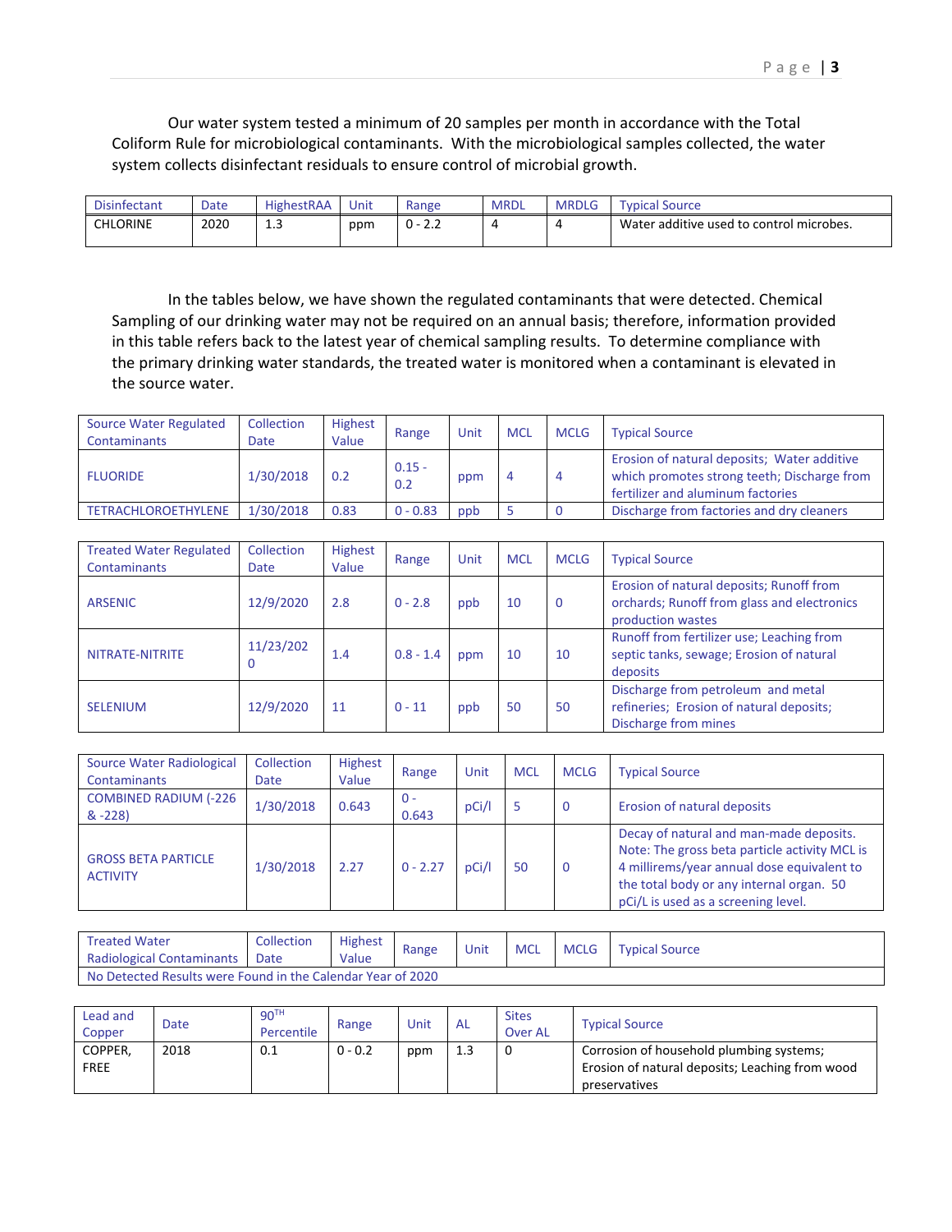Our water system tested a minimum of 20 samples per month in accordance with the Total Coliform Rule for microbiological contaminants. With the microbiological samples collected, the water system collects disinfectant residuals to ensure control of microbial growth.

| Disinfectant | Date | HighestRAA | Unit | Range | MRDL | MRDLG | Typical Source |
|---|---|---|---|---|---|---|---|
| CHLORINE | 2020 | 1.3 | ppm | 0 - 2.2 | 4 | 4 | Water additive used to control microbes. |

In the tables below, we have shown the regulated contaminants that were detected. Chemical Sampling of our drinking water may not be required on an annual basis; therefore, information provided in this table refers back to the latest year of chemical sampling results. To determine compliance with the primary drinking water standards, the treated water is monitored when a contaminant is elevated in the source water.

| Source Water Regulated Contaminants | Collection Date | Highest Value | Range | Unit | MCL | MCLG | Typical Source |
|---|---|---|---|---|---|---|---|
| FLUORIDE | 1/30/2018 | 0.2 | 0.15 - 0.2 | ppm | 4 | 4 | Erosion of natural deposits; Water additive which promotes strong teeth; Discharge from fertilizer and aluminum factories |
| TETRACHLOROETHYLENE | 1/30/2018 | 0.83 | 0 - 0.83 | ppb | 5 | 0 | Discharge from factories and dry cleaners |

| Treated Water Regulated Contaminants | Collection Date | Highest Value | Range | Unit | MCL | MCLG | Typical Source |
|---|---|---|---|---|---|---|---|
| ARSENIC | 12/9/2020 | 2.8 | 0 - 2.8 | ppb | 10 | 0 | Erosion of natural deposits; Runoff from orchards; Runoff from glass and electronics production wastes |
| NITRATE-NITRITE | 11/23/2020 | 1.4 | 0.8 - 1.4 | ppm | 10 | 10 | Runoff from fertilizer use; Leaching from septic tanks, sewage; Erosion of natural deposits |
| SELENIUM | 12/9/2020 | 11 | 0 - 11 | ppb | 50 | 50 | Discharge from petroleum and metal refineries; Erosion of natural deposits; Discharge from mines |

| Source Water Radiological Contaminants | Collection Date | Highest Value | Range | Unit | MCL | MCLG | Typical Source |
|---|---|---|---|---|---|---|---|
| COMBINED RADIUM (-226 & -228) | 1/30/2018 | 0.643 | 0 - 0.643 | pCi/l | 5 | 0 | Erosion of natural deposits |
| GROSS BETA PARTICLE ACTIVITY | 1/30/2018 | 2.27 | 0 - 2.27 | pCi/l | 50 | 0 | Decay of natural and man-made deposits. Note: The gross beta particle activity MCL is 4 millirems/year annual dose equivalent to the total body or any internal organ. 50 pCi/L is used as a screening level. |

| Treated Water Radiological Contaminants | Collection Date | Highest Value | Range | Unit | MCL | MCLG | Typical Source |
|---|---|---|---|---|---|---|---|
| No Detected Results were Found in the Calendar Year of 2020 | | | | | | | |

| Lead and Copper | Date | 90TH Percentile | Range | Unit | AL | Sites Over AL | Typical Source |
|---|---|---|---|---|---|---|---|
| COPPER, FREE | 2018 | 0.1 | 0 - 0.2 | ppm | 1.3 | 0 | Corrosion of household plumbing systems; Erosion of natural deposits; Leaching from wood preservatives |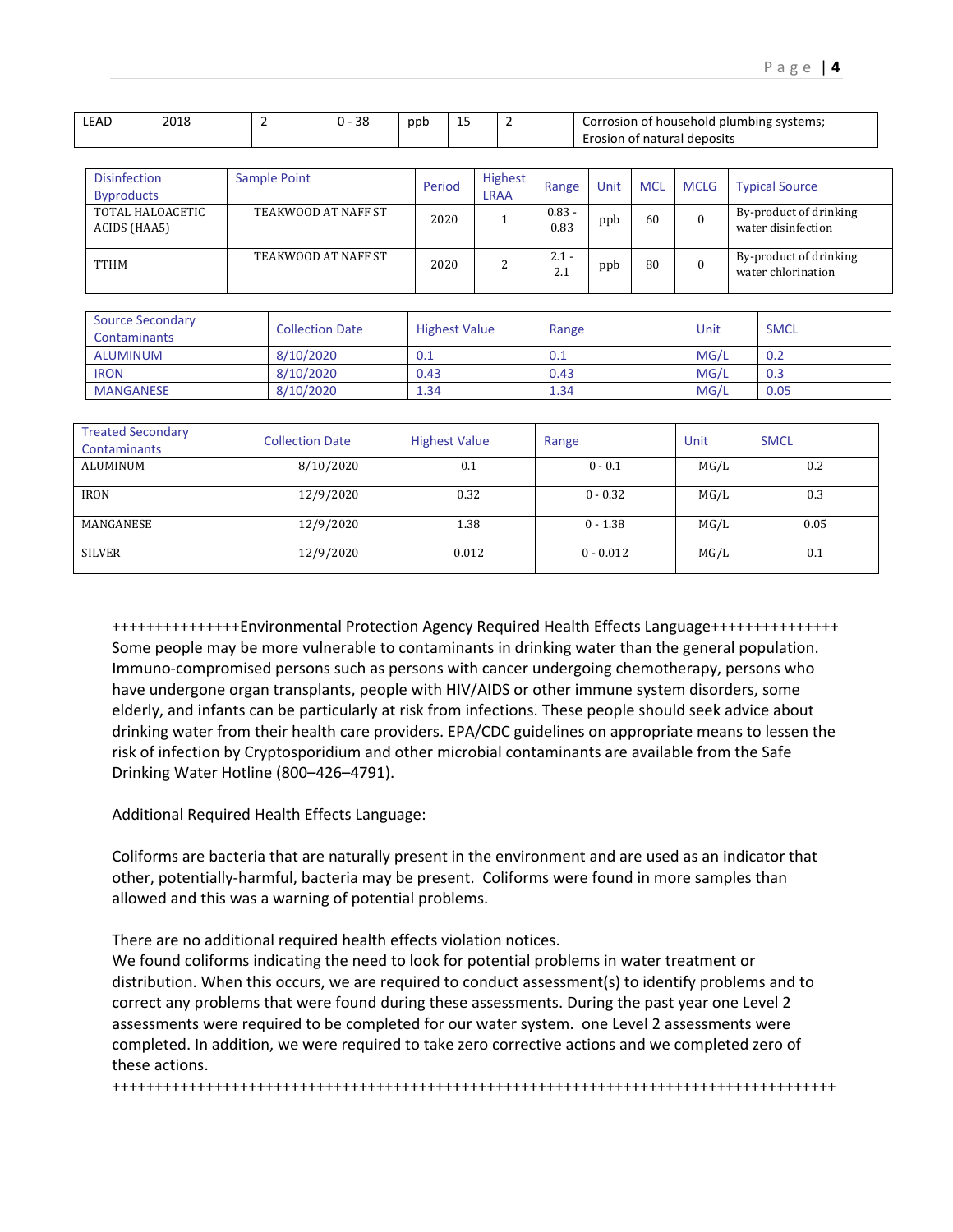| LEAD | 2018 | 2 | 0 - 38 | ppb | 15 | 2 | Corrosion of household plumbing systems; Erosion of natural deposits |
|---|---|---|---|---|---|---|---|

| Disinfection Byproducts | Sample Point | Period | Highest LRAA | Range | Unit | MCL | MCLG | Typical Source |
|---|---|---|---|---|---|---|---|---|
| TOTAL HALOACETIC ACIDS (HAA5) | TEAKWOOD AT NAFF ST | 2020 | 1 | 0.83 - 0.83 | ppb | 60 | 0 | By-product of drinking water disinfection |
| TTHM | TEAKWOOD AT NAFF ST | 2020 | 2 | 2.1 - 2.1 | ppb | 80 | 0 | By-product of drinking water chlorination |

| Source Secondary Contaminants | Collection Date | Highest Value | Range | Unit | SMCL |
|---|---|---|---|---|---|
| ALUMINUM | 8/10/2020 | 0.1 | 0.1 | MG/L | 0.2 |
| IRON | 8/10/2020 | 0.43 | 0.43 | MG/L | 0.3 |
| MANGANESE | 8/10/2020 | 1.34 | 1.34 | MG/L | 0.05 |

| Treated Secondary Contaminants | Collection Date | Highest Value | Range | Unit | SMCL |
|---|---|---|---|---|---|
| ALUMINUM | 8/10/2020 | 0.1 | 0 - 0.1 | MG/L | 0.2 |
| IRON | 12/9/2020 | 0.32 | 0 - 0.32 | MG/L | 0.3 |
| MANGANESE | 12/9/2020 | 1.38 | 0 - 1.38 | MG/L | 0.05 |
| SILVER | 12/9/2020 | 0.012 | 0 - 0.012 | MG/L | 0.1 |

+++++++++++++++Environmental Protection Agency Required Health Effects Language+++++++++++++++
Some people may be more vulnerable to contaminants in drinking water than the general population. Immuno-compromised persons such as persons with cancer undergoing chemotherapy, persons who have undergone organ transplants, people with HIV/AIDS or other immune system disorders, some elderly, and infants can be particularly at risk from infections. These people should seek advice about drinking water from their health care providers. EPA/CDC guidelines on appropriate means to lessen the risk of infection by Cryptosporidium and other microbial contaminants are available from the Safe Drinking Water Hotline (800–426–4791).

Additional Required Health Effects Language:

Coliforms are bacteria that are naturally present in the environment and are used as an indicator that other, potentially-harmful, bacteria may be present. Coliforms were found in more samples than allowed and this was a warning of potential problems.

There are no additional required health effects violation notices.
We found coliforms indicating the need to look for potential problems in water treatment or distribution. When this occurs, we are required to conduct assessment(s) to identify problems and to correct any problems that were found during these assessments. During the past year one Level 2 assessments were required to be completed for our water system. one Level 2 assessments were completed. In addition, we were required to take zero corrective actions and we completed zero of these actions.
+++++++++++++++++++++++++++++++++++++++++++++++++++++++++++++++++++++++++++++++++++++++++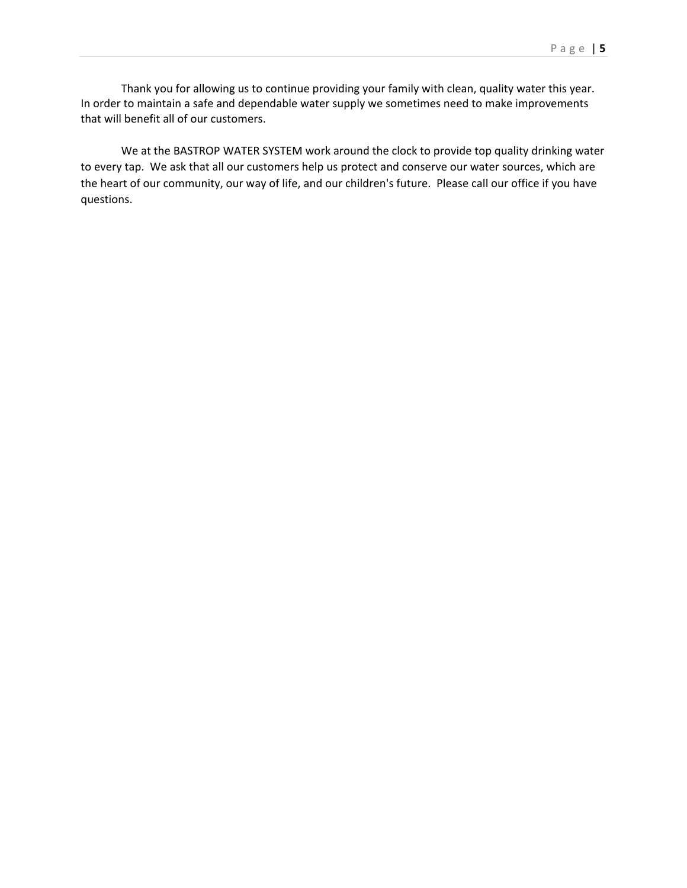Thank you for allowing us to continue providing your family with clean, quality water this year. In order to maintain a safe and dependable water supply we sometimes need to make improvements that will benefit all of our customers.

We at the BASTROP WATER SYSTEM work around the clock to provide top quality drinking water to every tap. We ask that all our customers help us protect and conserve our water sources, which are the heart of our community, our way of life, and our children's future. Please call our office if you have questions.